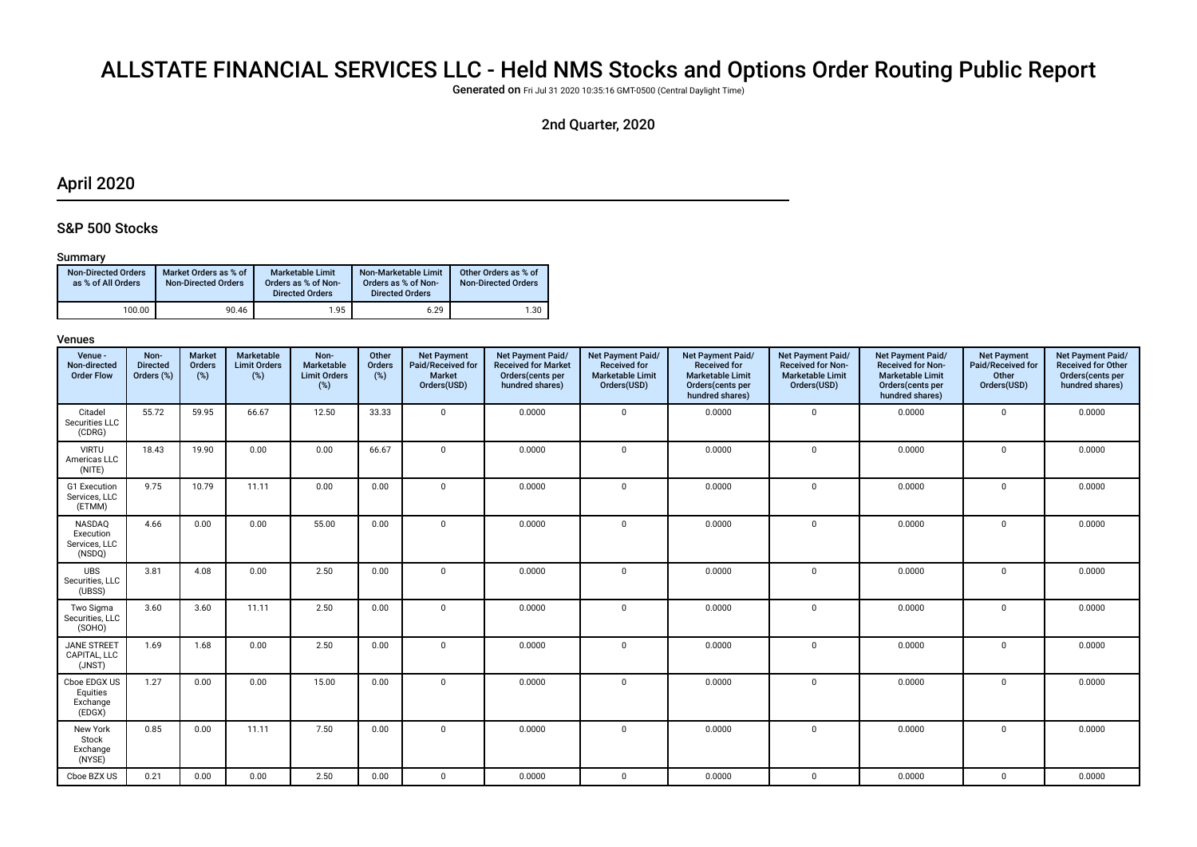# ALLSTATE FINANCIAL SERVICES LLC - Held NMS Stocks and Options Order Routing Public Report

**Generated on** Fri Jul 31 2020 10:35:16 GMT-0500 (Central Daylight Time)

2nd Quarter, 2020

## April 2020

### S&P 500 Stocks

#### Summary

| Non-Directed Orders as % of All Orders | Market Orders as % of Non-Directed Orders | Marketable Limit Orders as % of Non-Directed Orders | Non-Marketable Limit Orders as % of Non-Directed Orders | Other Orders as % of Non-Directed Orders |
|---|---|---|---|---|
| 100.00 | 90.46 | 1.95 | 6.29 | 1.30 |

#### Venues

| Venue - Non-directed Order Flow | Non-Directed Orders (%) | Market Orders (%) | Marketable Limit Orders (%) | Non-Marketable Limit Orders (%) | Other Orders (%) | Net Payment Paid/Received for Market Orders(USD) | Net Payment Paid/ Received for Market Orders(cents per hundred shares) | Net Payment Paid/ Received for Marketable Limit Orders(USD) | Net Payment Paid/ Received for Marketable Limit Orders(cents per hundred shares) | Net Payment Paid/ Received for Non-Marketable Limit Orders(USD) | Net Payment Paid/ Received for Non-Marketable Limit Orders(cents per hundred shares) | Net Payment Paid/Received for Other Orders(USD) | Net Payment Paid/ Received for Other Orders(cents per hundred shares) |
|---|---|---|---|---|---|---|---|---|---|---|---|---|---|
| Citadel Securities LLC (CDRG) | 55.72 | 59.95 | 66.67 | 12.50 | 33.33 | 0 | 0.0000 | 0 | 0.0000 | 0 | 0.0000 | 0 | 0.0000 |
| VIRTU Americas LLC (NITE) | 18.43 | 19.90 | 0.00 | 0.00 | 66.67 | 0 | 0.0000 | 0 | 0.0000 | 0 | 0.0000 | 0 | 0.0000 |
| G1 Execution Services, LLC (ETMM) | 9.75 | 10.79 | 11.11 | 0.00 | 0.00 | 0 | 0.0000 | 0 | 0.0000 | 0 | 0.0000 | 0 | 0.0000 |
| NASDAQ Execution Services, LLC (NSDQ) | 4.66 | 0.00 | 0.00 | 55.00 | 0.00 | 0 | 0.0000 | 0 | 0.0000 | 0 | 0.0000 | 0 | 0.0000 |
| UBS Securities, LLC (UBSS) | 3.81 | 4.08 | 0.00 | 2.50 | 0.00 | 0 | 0.0000 | 0 | 0.0000 | 0 | 0.0000 | 0 | 0.0000 |
| Two Sigma Securities, LLC (SOHO) | 3.60 | 3.60 | 11.11 | 2.50 | 0.00 | 0 | 0.0000 | 0 | 0.0000 | 0 | 0.0000 | 0 | 0.0000 |
| JANE STREET CAPITAL, LLC (JNST) | 1.69 | 1.68 | 0.00 | 2.50 | 0.00 | 0 | 0.0000 | 0 | 0.0000 | 0 | 0.0000 | 0 | 0.0000 |
| Cboe EDGX US Equities Exchange (EDGX) | 1.27 | 0.00 | 0.00 | 15.00 | 0.00 | 0 | 0.0000 | 0 | 0.0000 | 0 | 0.0000 | 0 | 0.0000 |
| New York Stock Exchange (NYSE) | 0.85 | 0.00 | 11.11 | 7.50 | 0.00 | 0 | 0.0000 | 0 | 0.0000 | 0 | 0.0000 | 0 | 0.0000 |
| Cboe BZX US | 0.21 | 0.00 | 0.00 | 2.50 | 0.00 | 0 | 0.0000 | 0 | 0.0000 | 0 | 0.0000 | 0 | 0.0000 |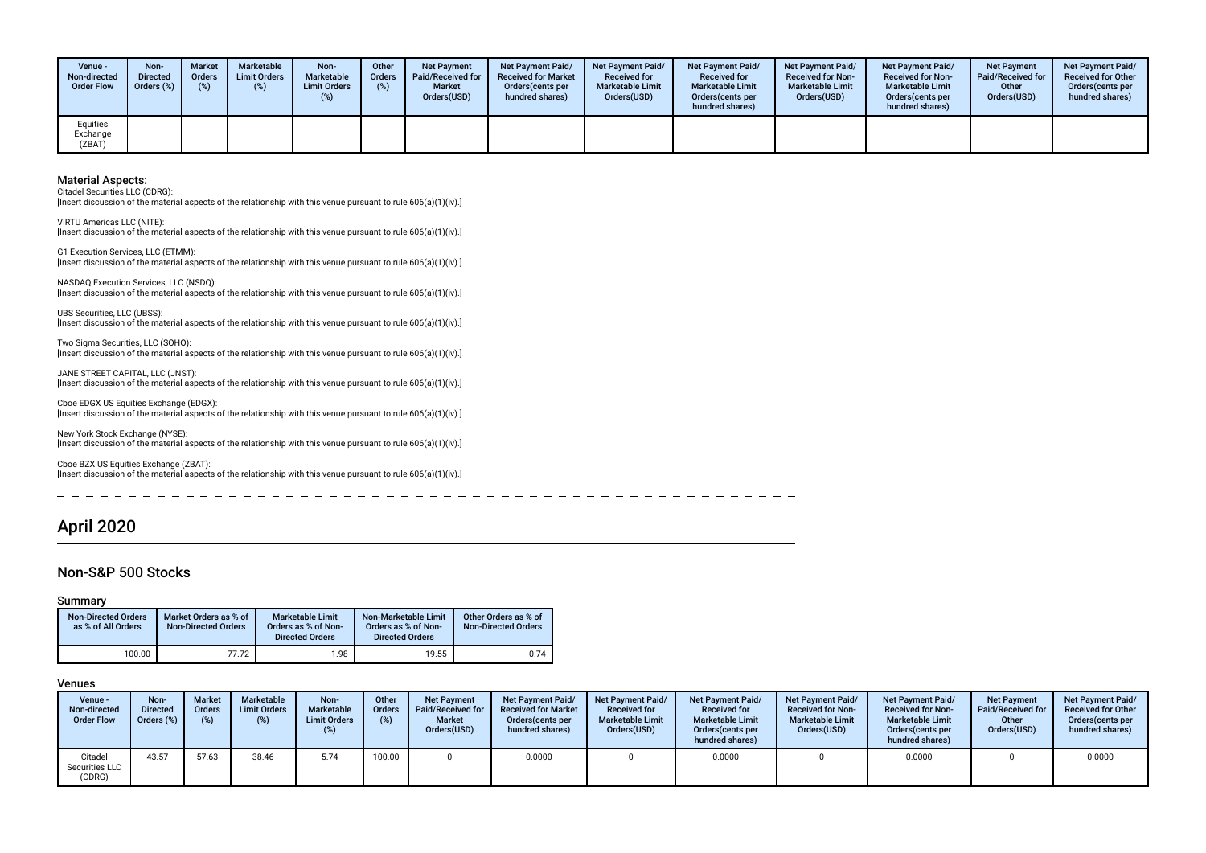| Venue - Non-directed Order Flow | Non-Directed Orders (%) | Market Orders (%) | Marketable Limit Orders (%) | Non-Marketable Limit Orders (%) | Other Orders (%) | Net Payment Paid/Received for Market Orders(USD) | Net Payment Paid/ Received for Market Orders(cents per hundred shares) | Net Payment Paid/ Received for Marketable Limit Orders(USD) | Net Payment Paid/ Received for Marketable Limit Orders(cents per hundred shares) | Net Payment Paid/ Received for Non-Marketable Limit Orders(USD) | Net Payment Paid/ Received for Non-Marketable Limit Orders(cents per hundred shares) | Net Payment Paid/Received for Other Orders(USD) | Net Payment Paid/ Received for Other Orders(cents per hundred shares) |
|---|---|---|---|---|---|---|---|---|---|---|---|---|---|
| Equities Exchange (ZBAT) | | | | | | | | | | | | | |

### Material Aspects:

Citadel Securities LLC (CDRG):
[Insert discussion of the material aspects of the relationship with this venue pursuant to rule 606(a)(1)(iv).]

VIRTU Americas LLC (NITE):
[Insert discussion of the material aspects of the relationship with this venue pursuant to rule 606(a)(1)(iv).]

G1 Execution Services, LLC (ETMM):
[Insert discussion of the material aspects of the relationship with this venue pursuant to rule 606(a)(1)(iv).]

NASDAQ Execution Services, LLC (NSDQ):
[Insert discussion of the material aspects of the relationship with this venue pursuant to rule 606(a)(1)(iv).]

UBS Securities, LLC (UBSS):
[Insert discussion of the material aspects of the relationship with this venue pursuant to rule 606(a)(1)(iv).]

Two Sigma Securities, LLC (SOHO):
[Insert discussion of the material aspects of the relationship with this venue pursuant to rule 606(a)(1)(iv).]

JANE STREET CAPITAL, LLC (JNST):
[Insert discussion of the material aspects of the relationship with this venue pursuant to rule 606(a)(1)(iv).]

Cboe EDGX US Equities Exchange (EDGX):
[Insert discussion of the material aspects of the relationship with this venue pursuant to rule 606(a)(1)(iv).]

New York Stock Exchange (NYSE):
[Insert discussion of the material aspects of the relationship with this venue pursuant to rule 606(a)(1)(iv).]

Cboe BZX US Equities Exchange (ZBAT):
[Insert discussion of the material aspects of the relationship with this venue pursuant to rule 606(a)(1)(iv).]

# April 2020

## Non-S&P 500 Stocks

### Summary

| Non-Directed Orders as % of All Orders | Market Orders as % of Non-Directed Orders | Marketable Limit Orders as % of Non-Directed Orders | Non-Marketable Limit Orders as % of Non-Directed Orders | Other Orders as % of Non-Directed Orders |
|---|---|---|---|---|
| 100.00 | 77.72 | 1.98 | 19.55 | 0.74 |

### Venues

| Venue - Non-directed Order Flow | Non-Directed Orders (%) | Market Orders (%) | Marketable Limit Orders (%) | Non-Marketable Limit Orders (%) | Other Orders (%) | Net Payment Paid/Received for Market Orders(USD) | Net Payment Paid/ Received for Market Orders(cents per hundred shares) | Net Payment Paid/ Received for Marketable Limit Orders(USD) | Net Payment Paid/ Received for Marketable Limit Orders(cents per hundred shares) | Net Payment Paid/ Received for Non-Marketable Limit Orders(USD) | Net Payment Paid/ Received for Non-Marketable Limit Orders(cents per hundred shares) | Net Payment Paid/Received for Other Orders(USD) | Net Payment Paid/ Received for Other Orders(cents per hundred shares) |
|---|---|---|---|---|---|---|---|---|---|---|---|---|---|
| Citadel Securities LLC (CDRG) | 43.57 | 57.63 | 38.46 | 5.74 | 100.00 | 0 | 0.0000 | 0 | 0.0000 | 0 | 0.0000 | 0 | 0.0000 |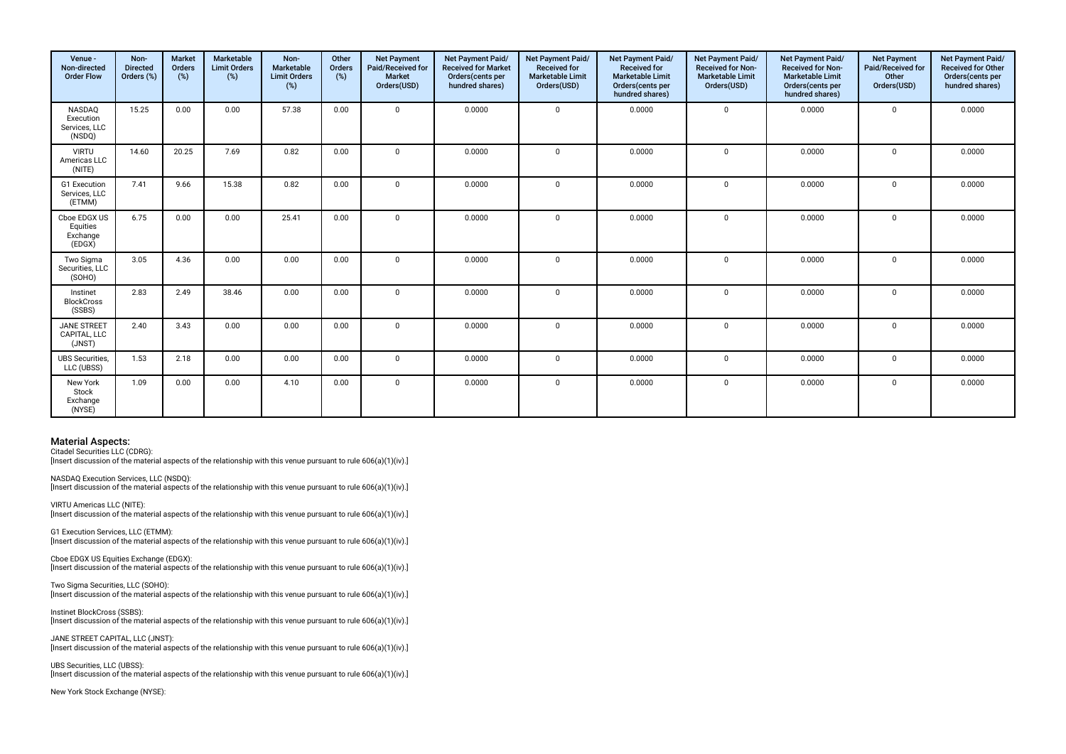| Venue - Non-directed Order Flow | Non-Directed Orders (%) | Market Orders (%) | Marketable Limit Orders (%) | Non-Marketable Limit Orders (%) | Other Orders (%) | Net Payment Paid/Received for Market Orders(USD) | Net Payment Paid/ Received for Market Orders(cents per hundred shares) | Net Payment Paid/ Received for Marketable Limit Orders(USD) | Net Payment Paid/ Received for Marketable Limit Orders(cents per hundred shares) | Net Payment Paid/ Received for Non-Marketable Limit Orders(USD) | Net Payment Paid/ Received for Non-Marketable Limit Orders(cents per hundred shares) | Net Payment Paid/Received for Other Orders(USD) | Net Payment Paid/ Received for Other Orders(cents per hundred shares) |
|---|---|---|---|---|---|---|---|---|---|---|---|---|---|
| NASDAQ Execution Services, LLC (NSDQ) | 15.25 | 0.00 | 0.00 | 57.38 | 0.00 | 0 | 0.0000 | 0 | 0.0000 | 0 | 0.0000 | 0 | 0.0000 |
| VIRTU Americas LLC (NITE) | 14.60 | 20.25 | 7.69 | 0.82 | 0.00 | 0 | 0.0000 | 0 | 0.0000 | 0 | 0.0000 | 0 | 0.0000 |
| G1 Execution Services, LLC (ETMM) | 7.41 | 9.66 | 15.38 | 0.82 | 0.00 | 0 | 0.0000 | 0 | 0.0000 | 0 | 0.0000 | 0 | 0.0000 |
| Cboe EDGX US Equities Exchange (EDGX) | 6.75 | 0.00 | 0.00 | 25.41 | 0.00 | 0 | 0.0000 | 0 | 0.0000 | 0 | 0.0000 | 0 | 0.0000 |
| Two Sigma Securities, LLC (SOHO) | 3.05 | 4.36 | 0.00 | 0.00 | 0.00 | 0 | 0.0000 | 0 | 0.0000 | 0 | 0.0000 | 0 | 0.0000 |
| Instinet BlockCross (SSBS) | 2.83 | 2.49 | 38.46 | 0.00 | 0.00 | 0 | 0.0000 | 0 | 0.0000 | 0 | 0.0000 | 0 | 0.0000 |
| JANE STREET CAPITAL, LLC (JNST) | 2.40 | 3.43 | 0.00 | 0.00 | 0.00 | 0 | 0.0000 | 0 | 0.0000 | 0 | 0.0000 | 0 | 0.0000 |
| UBS Securities, LLC (UBSS) | 1.53 | 2.18 | 0.00 | 0.00 | 0.00 | 0 | 0.0000 | 0 | 0.0000 | 0 | 0.0000 | 0 | 0.0000 |
| New York Stock Exchange (NYSE) | 1.09 | 0.00 | 0.00 | 4.10 | 0.00 | 0 | 0.0000 | 0 | 0.0000 | 0 | 0.0000 | 0 | 0.0000 |

## Material Aspects:

Citadel Securities LLC (CDRG):
[Insert discussion of the material aspects of the relationship with this venue pursuant to rule 606(a)(1)(iv).]

NASDAQ Execution Services, LLC (NSDQ):
[Insert discussion of the material aspects of the relationship with this venue pursuant to rule 606(a)(1)(iv).]

VIRTU Americas LLC (NITE):
[Insert discussion of the material aspects of the relationship with this venue pursuant to rule 606(a)(1)(iv).]

G1 Execution Services, LLC (ETMM):
[Insert discussion of the material aspects of the relationship with this venue pursuant to rule 606(a)(1)(iv).]

Cboe EDGX US Equities Exchange (EDGX):
[Insert discussion of the material aspects of the relationship with this venue pursuant to rule 606(a)(1)(iv).]

Two Sigma Securities, LLC (SOHO):
[Insert discussion of the material aspects of the relationship with this venue pursuant to rule 606(a)(1)(iv).]

Instinet BlockCross (SSBS):
[Insert discussion of the material aspects of the relationship with this venue pursuant to rule 606(a)(1)(iv).]

JANE STREET CAPITAL, LLC (JNST):
[Insert discussion of the material aspects of the relationship with this venue pursuant to rule 606(a)(1)(iv).]

UBS Securities, LLC (UBSS):
[Insert discussion of the material aspects of the relationship with this venue pursuant to rule 606(a)(1)(iv).]

New York Stock Exchange (NYSE):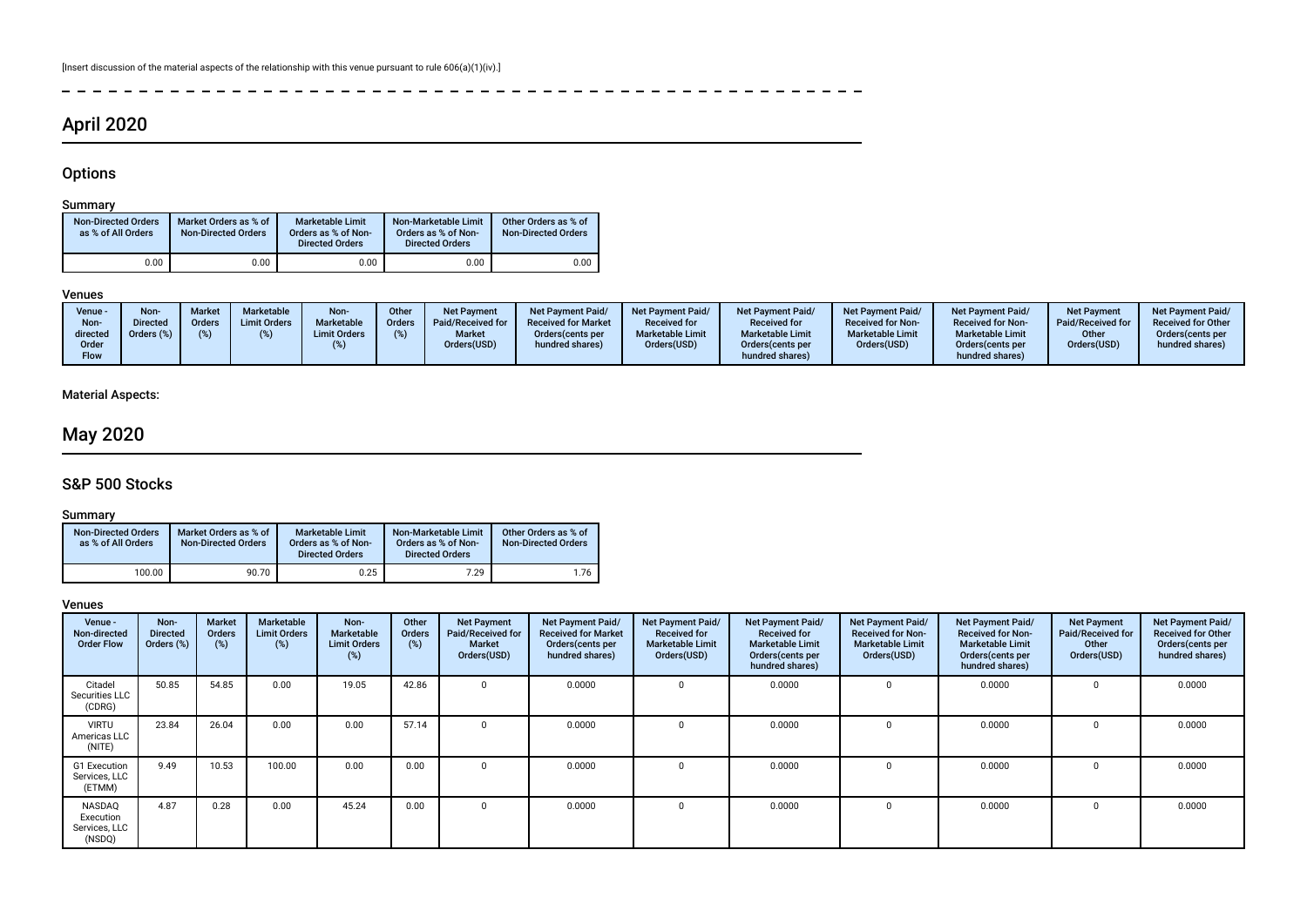[Insert discussion of the material aspects of the relationship with this venue pursuant to rule 606(a)(1)(iv).]

# April 2020

## Options

### Summary

| Non-Directed Orders as % of All Orders | Market Orders as % of Non-Directed Orders | Marketable Limit Orders as % of Non-Directed Orders | Non-Marketable Limit Orders as % of Non-Directed Orders | Other Orders as % of Non-Directed Orders |
|---|---|---|---|---|
| 0.00 | 0.00 | 0.00 | 0.00 | 0.00 |

### Venues

| Venue - Non-directed Order Flow | Non-Directed Orders (%) | Market Orders (%) | Marketable Limit Orders (%) | Non-Marketable Limit Orders (%) | Other Orders (%) | Net Payment Paid/Received for Market Orders(USD) | Net Payment Paid/Received for Market Orders(cents per hundred shares) | Net Payment Paid/Received for Marketable Limit Orders(USD) | Net Payment Paid/Received for Marketable Limit Orders(cents per hundred shares) | Net Payment Paid/Received for Non-Marketable Limit Orders(USD) | Net Payment Paid/Received for Non-Marketable Limit Orders(cents per hundred shares) | Net Payment Paid/Received for Other Orders(USD) | Net Payment Paid/Received for Other Orders(cents per hundred shares) |
|---|---|---|---|---|---|---|---|---|---|---|---|---|---|

Material Aspects:

# May 2020

## S&P 500 Stocks

### Summary

| Non-Directed Orders as % of All Orders | Market Orders as % of Non-Directed Orders | Marketable Limit Orders as % of Non-Directed Orders | Non-Marketable Limit Orders as % of Non-Directed Orders | Other Orders as % of Non-Directed Orders |
|---|---|---|---|---|
| 100.00 | 90.70 | 0.25 | 7.29 | 1.76 |

### Venues

| Venue - Non-directed Order Flow | Non-Directed Orders (%) | Market Orders (%) | Marketable Limit Orders (%) | Non-Marketable Limit Orders (%) | Other Orders (%) | Net Payment Paid/Received for Market Orders(USD) | Net Payment Paid/Received for Market Orders(cents per hundred shares) | Net Payment Paid/Received for Marketable Limit Orders(USD) | Net Payment Paid/Received for Marketable Limit Orders(cents per hundred shares) | Net Payment Paid/Received for Non-Marketable Limit Orders(USD) | Net Payment Paid/Received for Non-Marketable Limit Orders(cents per hundred shares) | Net Payment Paid/Received for Other Orders(USD) | Net Payment Paid/Received for Other Orders(cents per hundred shares) |
|---|---|---|---|---|---|---|---|---|---|---|---|---|---|
| Citadel Securities LLC (CDRG) | 50.85 | 54.85 | 0.00 | 19.05 | 42.86 | 0 | 0.0000 | 0 | 0.0000 | 0 | 0.0000 | 0 | 0.0000 |
| VIRTU Americas LLC (NITE) | 23.84 | 26.04 | 0.00 | 0.00 | 57.14 | 0 | 0.0000 | 0 | 0.0000 | 0 | 0.0000 | 0 | 0.0000 |
| G1 Execution Services, LLC (ETMM) | 9.49 | 10.53 | 100.00 | 0.00 | 0.00 | 0 | 0.0000 | 0 | 0.0000 | 0 | 0.0000 | 0 | 0.0000 |
| NASDAQ Execution Services, LLC (NSDQ) | 4.87 | 0.28 | 0.00 | 45.24 | 0.00 | 0 | 0.0000 | 0 | 0.0000 | 0 | 0.0000 | 0 | 0.0000 |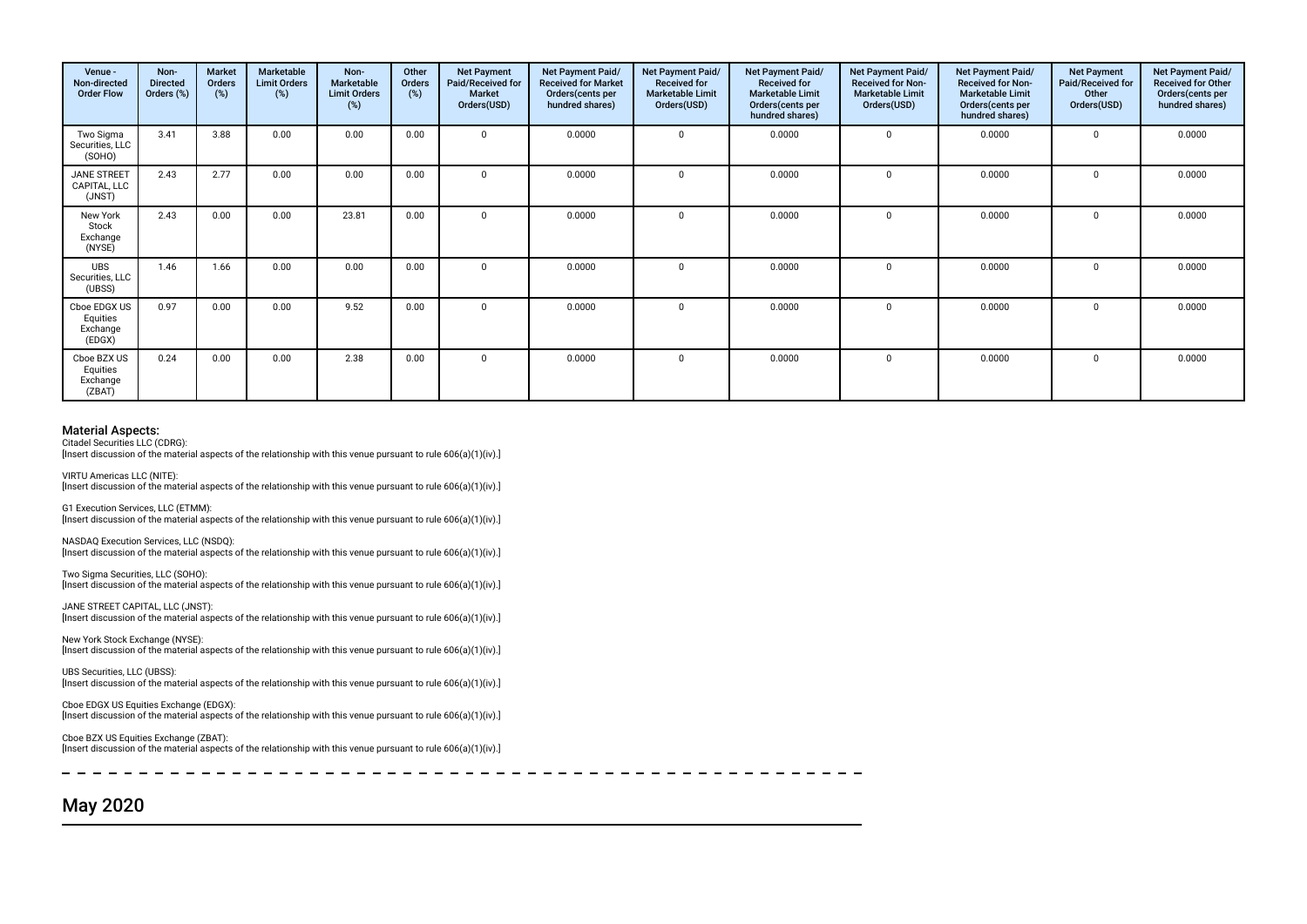| Venue - Non-directed Order Flow | Non-Directed Orders (%) | Market Orders (%) | Marketable Limit Orders (%) | Non-Marketable Limit Orders (%) | Other Orders (%) | Net Payment Paid/Received for Market Orders(USD) | Net Payment Paid/ Received for Market Orders(cents per hundred shares) | Net Payment Paid/ Received for Marketable Limit Orders(USD) | Net Payment Paid/ Received for Marketable Limit Orders(cents per hundred shares) | Net Payment Paid/ Received for Non-Marketable Limit Orders(USD) | Net Payment Paid/ Received for Non-Marketable Limit Orders(cents per hundred shares) | Net Payment Paid/Received for Other Orders(USD) | Net Payment Paid/ Received for Other Orders(cents per hundred shares) |
|---|---|---|---|---|---|---|---|---|---|---|---|---|---|
| Two Sigma Securities, LLC (SOHO) | 3.41 | 3.88 | 0.00 | 0.00 | 0.00 | 0 | 0.0000 | 0 | 0.0000 | 0 | 0.0000 | 0 | 0.0000 |
| JANE STREET CAPITAL, LLC (JNST) | 2.43 | 2.77 | 0.00 | 0.00 | 0.00 | 0 | 0.0000 | 0 | 0.0000 | 0 | 0.0000 | 0 | 0.0000 |
| New York Stock Exchange (NYSE) | 2.43 | 0.00 | 0.00 | 23.81 | 0.00 | 0 | 0.0000 | 0 | 0.0000 | 0 | 0.0000 | 0 | 0.0000 |
| UBS Securities, LLC (UBSS) | 1.46 | 1.66 | 0.00 | 0.00 | 0.00 | 0 | 0.0000 | 0 | 0.0000 | 0 | 0.0000 | 0 | 0.0000 |
| Cboe EDGX US Equities Exchange (EDGX) | 0.97 | 0.00 | 0.00 | 9.52 | 0.00 | 0 | 0.0000 | 0 | 0.0000 | 0 | 0.0000 | 0 | 0.0000 |
| Cboe BZX US Equities Exchange (ZBAT) | 0.24 | 0.00 | 0.00 | 2.38 | 0.00 | 0 | 0.0000 | 0 | 0.0000 | 0 | 0.0000 | 0 | 0.0000 |

### Material Aspects:

Citadel Securities LLC (CDRG):
[Insert discussion of the material aspects of the relationship with this venue pursuant to rule 606(a)(1)(iv).]

VIRTU Americas LLC (NITE):
[Insert discussion of the material aspects of the relationship with this venue pursuant to rule 606(a)(1)(iv).]

G1 Execution Services, LLC (ETMM):
[Insert discussion of the material aspects of the relationship with this venue pursuant to rule 606(a)(1)(iv).]

NASDAQ Execution Services, LLC (NSDQ):
[Insert discussion of the material aspects of the relationship with this venue pursuant to rule 606(a)(1)(iv).]

Two Sigma Securities, LLC (SOHO):
[Insert discussion of the material aspects of the relationship with this venue pursuant to rule 606(a)(1)(iv).]

JANE STREET CAPITAL, LLC (JNST):
[Insert discussion of the material aspects of the relationship with this venue pursuant to rule 606(a)(1)(iv).]

New York Stock Exchange (NYSE):
[Insert discussion of the material aspects of the relationship with this venue pursuant to rule 606(a)(1)(iv).]

UBS Securities, LLC (UBSS):
[Insert discussion of the material aspects of the relationship with this venue pursuant to rule 606(a)(1)(iv).]

Cboe EDGX US Equities Exchange (EDGX):
[Insert discussion of the material aspects of the relationship with this venue pursuant to rule 606(a)(1)(iv).]

Cboe BZX US Equities Exchange (ZBAT):
[Insert discussion of the material aspects of the relationship with this venue pursuant to rule 606(a)(1)(iv).]

## May 2020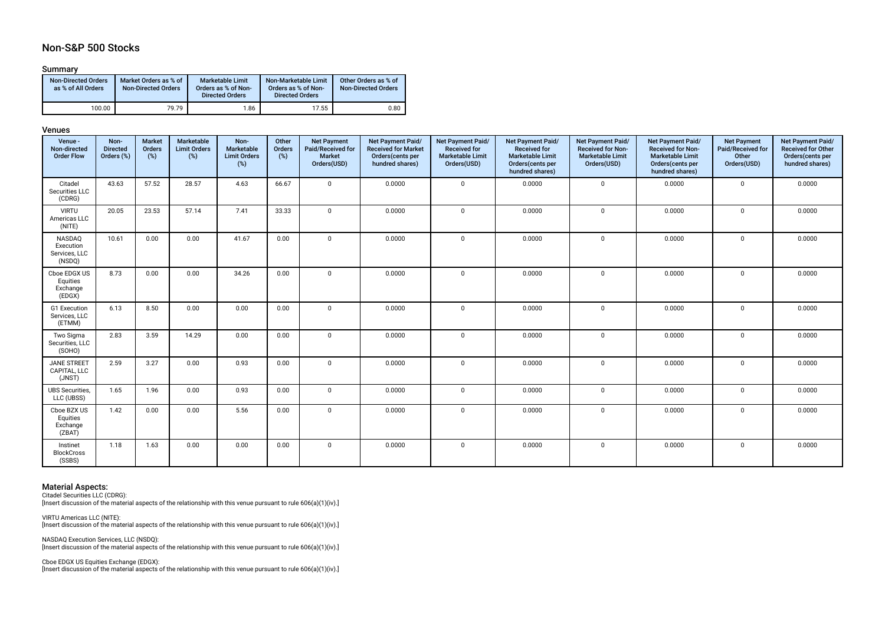## Non-S&P 500 Stocks

### Summary

| Non-Directed Orders as % of All Orders | Market Orders as % of Non-Directed Orders | Marketable Limit Orders as % of Non-Directed Orders | Non-Marketable Limit Orders as % of Non-Directed Orders | Other Orders as % of Non-Directed Orders |
|---|---|---|---|---|
| 100.00 | 79.79 | 1.86 | 17.55 | 0.80 |

### Venues

| Venue - Non-directed Order Flow | Non-Directed Orders (%) | Market Orders (%) | Marketable Limit Orders (%) | Non-Marketable Limit Orders (%) | Other Orders (%) | Net Payment Paid/Received for Market Orders(USD) | Net Payment Paid/ Received for Market Orders(cents per hundred shares) | Net Payment Paid/ Received for Marketable Limit Orders(USD) | Net Payment Paid/ Received for Marketable Limit Orders(cents per hundred shares) | Net Payment Paid/ Received for Non-Marketable Limit Orders(USD) | Net Payment Paid/ Received for Non-Marketable Limit Orders(cents per hundred shares) | Net Payment Paid/Received for Other Orders(USD) | Net Payment Paid/ Received for Other Orders(cents per hundred shares) |
|---|---|---|---|---|---|---|---|---|---|---|---|---|---|
| Citadel Securities LLC (CDRG) | 43.63 | 57.52 | 28.57 | 4.63 | 66.67 | 0 | 0.0000 | 0 | 0.0000 | 0 | 0.0000 | 0 | 0.0000 |
| VIRTU Americas LLC (NITE) | 20.05 | 23.53 | 57.14 | 7.41 | 33.33 | 0 | 0.0000 | 0 | 0.0000 | 0 | 0.0000 | 0 | 0.0000 |
| NASDAQ Execution Services, LLC (NSDQ) | 10.61 | 0.00 | 0.00 | 41.67 | 0.00 | 0 | 0.0000 | 0 | 0.0000 | 0 | 0.0000 | 0 | 0.0000 |
| Cboe EDGX US Equities Exchange (EDGX) | 8.73 | 0.00 | 0.00 | 34.26 | 0.00 | 0 | 0.0000 | 0 | 0.0000 | 0 | 0.0000 | 0 | 0.0000 |
| G1 Execution Services, LLC (ETMM) | 6.13 | 8.50 | 0.00 | 0.00 | 0.00 | 0 | 0.0000 | 0 | 0.0000 | 0 | 0.0000 | 0 | 0.0000 |
| Two Sigma Securities, LLC (SOHO) | 2.83 | 3.59 | 14.29 | 0.00 | 0.00 | 0 | 0.0000 | 0 | 0.0000 | 0 | 0.0000 | 0 | 0.0000 |
| JANE STREET CAPITAL, LLC (JNST) | 2.59 | 3.27 | 0.00 | 0.93 | 0.00 | 0 | 0.0000 | 0 | 0.0000 | 0 | 0.0000 | 0 | 0.0000 |
| UBS Securities, LLC (UBSS) | 1.65 | 1.96 | 0.00 | 0.93 | 0.00 | 0 | 0.0000 | 0 | 0.0000 | 0 | 0.0000 | 0 | 0.0000 |
| Cboe BZX US Equities Exchange (ZBAT) | 1.42 | 0.00 | 0.00 | 5.56 | 0.00 | 0 | 0.0000 | 0 | 0.0000 | 0 | 0.0000 | 0 | 0.0000 |
| Instinet BlockCross (SSBS) | 1.18 | 1.63 | 0.00 | 0.00 | 0.00 | 0 | 0.0000 | 0 | 0.0000 | 0 | 0.0000 | 0 | 0.0000 |

### Material Aspects:

Citadel Securities LLC (CDRG):
[Insert discussion of the material aspects of the relationship with this venue pursuant to rule 606(a)(1)(iv).]

VIRTU Americas LLC (NITE):
[Insert discussion of the material aspects of the relationship with this venue pursuant to rule 606(a)(1)(iv).]

NASDAQ Execution Services, LLC (NSDQ):
[Insert discussion of the material aspects of the relationship with this venue pursuant to rule 606(a)(1)(iv).]

Cboe EDGX US Equities Exchange (EDGX):
[Insert discussion of the material aspects of the relationship with this venue pursuant to rule 606(a)(1)(iv).]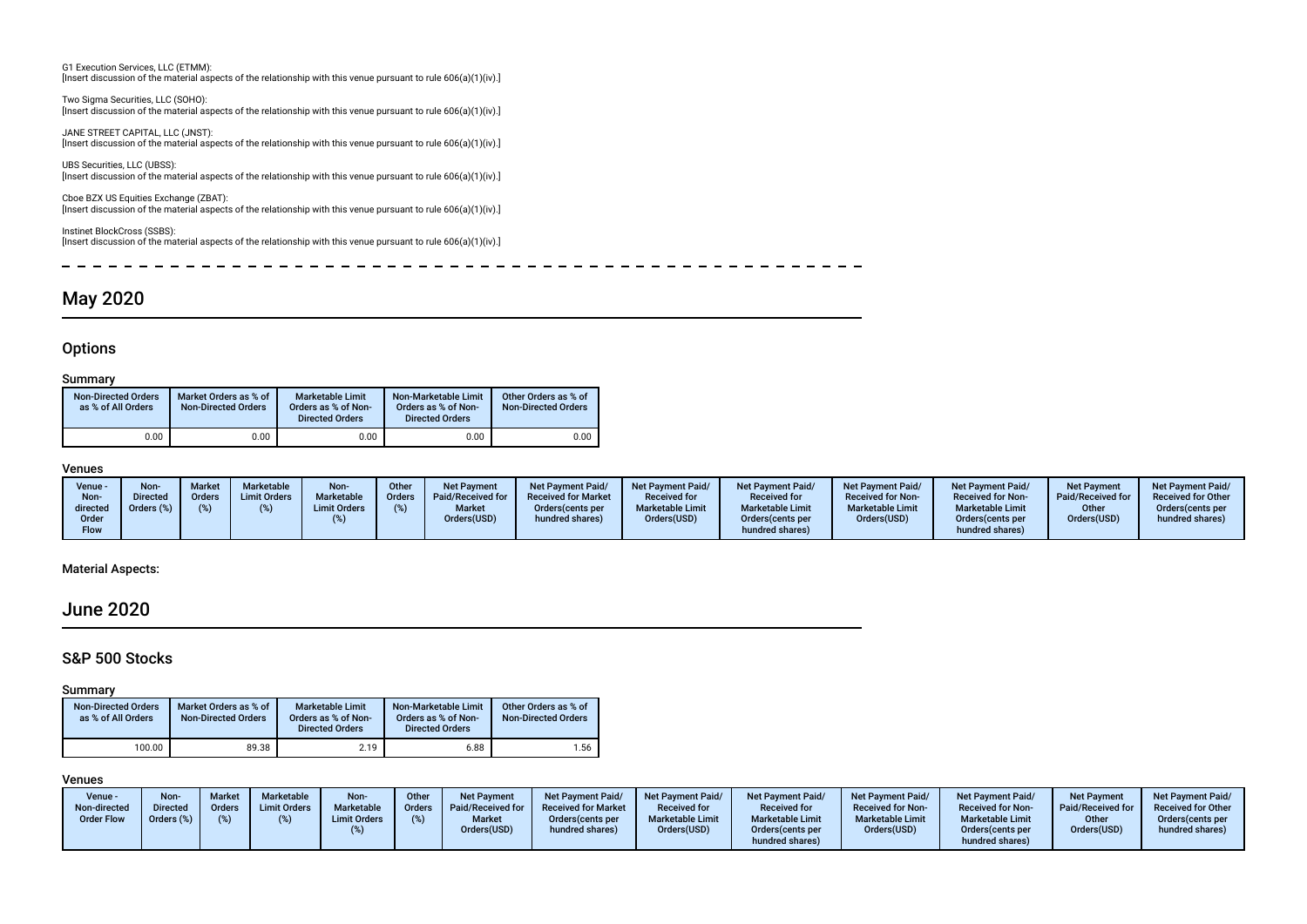G1 Execution Services, LLC (ETMM):
[Insert discussion of the material aspects of the relationship with this venue pursuant to rule 606(a)(1)(iv).]

Two Sigma Securities, LLC (SOHO):
[Insert discussion of the material aspects of the relationship with this venue pursuant to rule 606(a)(1)(iv).]

JANE STREET CAPITAL, LLC (JNST):
[Insert discussion of the material aspects of the relationship with this venue pursuant to rule 606(a)(1)(iv).]

UBS Securities, LLC (UBSS):
[Insert discussion of the material aspects of the relationship with this venue pursuant to rule 606(a)(1)(iv).]

Cboe BZX US Equities Exchange (ZBAT):
[Insert discussion of the material aspects of the relationship with this venue pursuant to rule 606(a)(1)(iv).]

Instinet BlockCross (SSBS):
[Insert discussion of the material aspects of the relationship with this venue pursuant to rule 606(a)(1)(iv).]

## May 2020

### Options

#### Summary

| Non-Directed Orders as % of All Orders | Market Orders as % of Non-Directed Orders | Marketable Limit Orders as % of Non-Directed Orders | Non-Marketable Limit Orders as % of Non-Directed Orders | Other Orders as % of Non-Directed Orders |
|---|---|---|---|---|
| 0.00 | 0.00 | 0.00 | 0.00 | 0.00 |

#### Venues

| Venue - Non-directed Order Flow | Non-Directed Orders (%) | Market Orders (%) | Marketable Limit Orders (%) | Non-Marketable Limit Orders (%) | Other Orders (%) | Net Payment Paid/Received for Market Orders(USD) | Net Payment Paid/Received for Market Orders(cents per hundred shares) | Net Payment Paid/Received for Marketable Limit Orders(USD) | Net Payment Paid/Received for Marketable Limit Orders(cents per hundred shares) | Net Payment Paid/Received for Non-Marketable Limit Orders(USD) | Net Payment Paid/Received for Non-Marketable Limit Orders(cents per hundred shares) | Net Payment Paid/Received for Other Orders(USD) | Net Payment Paid/Received for Other Orders(cents per hundred shares) |
|---|---|---|---|---|---|---|---|---|---|---|---|---|---|

#### Material Aspects:

## June 2020

### S&P 500 Stocks

#### Summary

| Non-Directed Orders as % of All Orders | Market Orders as % of Non-Directed Orders | Marketable Limit Orders as % of Non-Directed Orders | Non-Marketable Limit Orders as % of Non-Directed Orders | Other Orders as % of Non-Directed Orders |
|---|---|---|---|---|
| 100.00 | 89.38 | 2.19 | 6.88 | 1.56 |

#### Venues

| Venue - Non-directed Order Flow | Non-Directed Orders (%) | Market Orders (%) | Marketable Limit Orders (%) | Non-Marketable Limit Orders (%) | Other Orders (%) | Net Payment Paid/Received for Market Orders(USD) | Net Payment Paid/Received for Market Orders(cents per hundred shares) | Net Payment Paid/Received for Marketable Limit Orders(USD) | Net Payment Paid/Received for Marketable Limit Orders(cents per hundred shares) | Net Payment Paid/Received for Non-Marketable Limit Orders(USD) | Net Payment Paid/Received for Non-Marketable Limit Orders(cents per hundred shares) | Net Payment Paid/Received for Other Orders(USD) | Net Payment Paid/Received for Other Orders(cents per hundred shares) |
|---|---|---|---|---|---|---|---|---|---|---|---|---|---|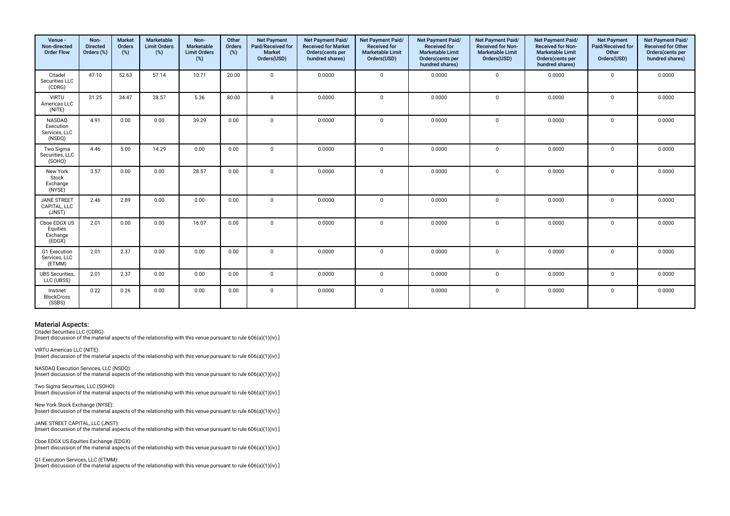| Venue - Non-directed Order Flow | Non-Directed Orders (%) | Market Orders (%) | Marketable Limit Orders (%) | Non-Marketable Limit Orders (%) | Other Orders (%) | Net Payment Paid/Received for Market Orders(USD) | Net Payment Paid/ Received for Market Orders(cents per hundred shares) | Net Payment Paid/ Received for Marketable Limit Orders(USD) | Net Payment Paid/ Received for Marketable Limit Orders(cents per hundred shares) | Net Payment Paid/ Received for Non-Marketable Limit Orders(USD) | Net Payment Paid/ Received for Non-Marketable Limit Orders(cents per hundred shares) | Net Payment Paid/Received for Other Orders(USD) | Net Payment Paid/ Received for Other Orders(cents per hundred shares) |
|---|---|---|---|---|---|---|---|---|---|---|---|---|---|
| Citadel Securities LLC (CDRG) | 47.10 | 52.63 | 57.14 | 10.71 | 20.00 | 0 | 0.0000 | 0 | 0.0000 | 0 | 0.0000 | 0 | 0.0000 |
| VIRTU Americas LLC (NITE) | 31.25 | 34.47 | 28.57 | 5.36 | 80.00 | 0 | 0.0000 | 0 | 0.0000 | 0 | 0.0000 | 0 | 0.0000 |
| NASDAQ Execution Services, LLC (NSDQ) | 4.91 | 0.00 | 0.00 | 39.29 | 0.00 | 0 | 0.0000 | 0 | 0.0000 | 0 | 0.0000 | 0 | 0.0000 |
| Two Sigma Securities, LLC (SOHO) | 4.46 | 5.00 | 14.29 | 0.00 | 0.00 | 0 | 0.0000 | 0 | 0.0000 | 0 | 0.0000 | 0 | 0.0000 |
| New York Stock Exchange (NYSE) | 3.57 | 0.00 | 0.00 | 28.57 | 0.00 | 0 | 0.0000 | 0 | 0.0000 | 0 | 0.0000 | 0 | 0.0000 |
| JANE STREET CAPITAL, LLC (JNST) | 2.46 | 2.89 | 0.00 | 0.00 | 0.00 | 0 | 0.0000 | 0 | 0.0000 | 0 | 0.0000 | 0 | 0.0000 |
| Cboe EDGX US Equities Exchange (EDGX) | 2.01 | 0.00 | 0.00 | 16.07 | 0.00 | 0 | 0.0000 | 0 | 0.0000 | 0 | 0.0000 | 0 | 0.0000 |
| G1 Execution Services, LLC (ETMM) | 2.01 | 2.37 | 0.00 | 0.00 | 0.00 | 0 | 0.0000 | 0 | 0.0000 | 0 | 0.0000 | 0 | 0.0000 |
| UBS Securities, LLC (UBSS) | 2.01 | 2.37 | 0.00 | 0.00 | 0.00 | 0 | 0.0000 | 0 | 0.0000 | 0 | 0.0000 | 0 | 0.0000 |
| Instinet BlockCross (SSBS) | 0.22 | 0.26 | 0.00 | 0.00 | 0.00 | 0 | 0.0000 | 0 | 0.0000 | 0 | 0.0000 | 0 | 0.0000 |

## Material Aspects:

Citadel Securities LLC (CDRG):
[Insert discussion of the material aspects of the relationship with this venue pursuant to rule 606(a)(1)(iv).]

VIRTU Americas LLC (NITE):
[Insert discussion of the material aspects of the relationship with this venue pursuant to rule 606(a)(1)(iv).]

NASDAQ Execution Services, LLC (NSDQ):
[Insert discussion of the material aspects of the relationship with this venue pursuant to rule 606(a)(1)(iv).]

Two Sigma Securities, LLC (SOHO):
[Insert discussion of the material aspects of the relationship with this venue pursuant to rule 606(a)(1)(iv).]

New York Stock Exchange (NYSE):
[Insert discussion of the material aspects of the relationship with this venue pursuant to rule 606(a)(1)(iv).]

JANE STREET CAPITAL, LLC (JNST):
[Insert discussion of the material aspects of the relationship with this venue pursuant to rule 606(a)(1)(iv).]

Cboe EDGX US Equities Exchange (EDGX):
[Insert discussion of the material aspects of the relationship with this venue pursuant to rule 606(a)(1)(iv).]

G1 Execution Services, LLC (ETMM):
[Insert discussion of the material aspects of the relationship with this venue pursuant to rule 606(a)(1)(iv).]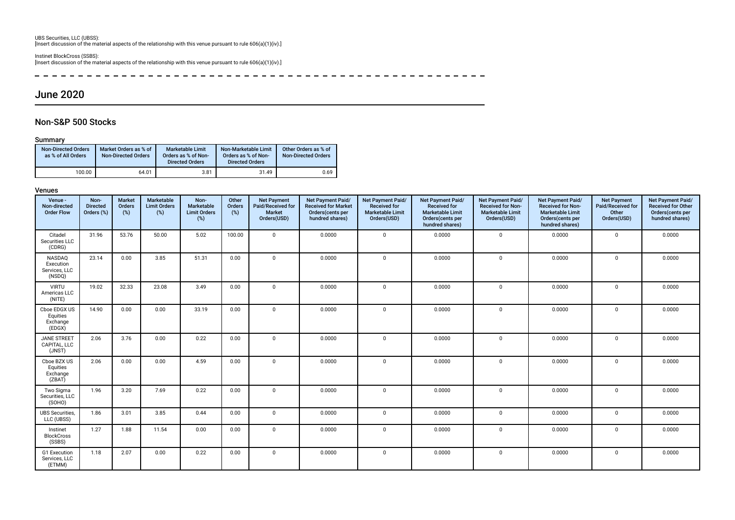UBS Securities, LLC (UBSS):
[Insert discussion of the material aspects of the relationship with this venue pursuant to rule 606(a)(1)(iv).]

Instinet BlockCross (SSBS):
[Insert discussion of the material aspects of the relationship with this venue pursuant to rule 606(a)(1)(iv).]

# June 2020

## Non-S&P 500 Stocks

### Summary

| Non-Directed Orders as % of All Orders | Market Orders as % of Non-Directed Orders | Marketable Limit Orders as % of Non-Directed Orders | Non-Marketable Limit Orders as % of Non-Directed Orders | Other Orders as % of Non-Directed Orders |
|---|---|---|---|---|
| 100.00 | 64.01 | 3.81 | 31.49 | 0.69 |

### Venues

| Venue - Non-directed Order Flow | Non-Directed Orders (%) | Market Orders (%) | Marketable Limit Orders (%) | Non-Marketable Limit Orders (%) | Other Orders (%) | Net Payment Paid/Received for Market Orders(USD) | Net Payment Paid/ Received for Market Orders(cents per hundred shares) | Net Payment Paid/ Received for Marketable Limit Orders(USD) | Net Payment Paid/ Received for Marketable Limit Orders(cents per hundred shares) | Net Payment Paid/ Received for Non-Marketable Limit Orders(USD) | Net Payment Paid/ Received for Non-Marketable Limit Orders(cents per hundred shares) | Net Payment Paid/Received for Other Orders(USD) | Net Payment Paid/ Received for Other Orders(cents per hundred shares) |
|---|---|---|---|---|---|---|---|---|---|---|---|---|---|
| Citadel Securities LLC (CDRG) | 31.96 | 53.76 | 50.00 | 5.02 | 100.00 | 0 | 0.0000 | 0 | 0.0000 | 0 | 0.0000 | 0 | 0.0000 |
| NASDAQ Execution Services, LLC (NSDQ) | 23.14 | 0.00 | 3.85 | 51.31 | 0.00 | 0 | 0.0000 | 0 | 0.0000 | 0 | 0.0000 | 0 | 0.0000 |
| VIRTU Americas LLC (NITE) | 19.02 | 32.33 | 23.08 | 3.49 | 0.00 | 0 | 0.0000 | 0 | 0.0000 | 0 | 0.0000 | 0 | 0.0000 |
| Cboe EDGX US Equities Exchange (EDGX) | 14.90 | 0.00 | 0.00 | 33.19 | 0.00 | 0 | 0.0000 | 0 | 0.0000 | 0 | 0.0000 | 0 | 0.0000 |
| JANE STREET CAPITAL, LLC (JNST) | 2.06 | 3.76 | 0.00 | 0.22 | 0.00 | 0 | 0.0000 | 0 | 0.0000 | 0 | 0.0000 | 0 | 0.0000 |
| Cboe BZX US Equities Exchange (ZBAT) | 2.06 | 0.00 | 0.00 | 4.59 | 0.00 | 0 | 0.0000 | 0 | 0.0000 | 0 | 0.0000 | 0 | 0.0000 |
| Two Sigma Securities, LLC (SOHO) | 1.96 | 3.20 | 7.69 | 0.22 | 0.00 | 0 | 0.0000 | 0 | 0.0000 | 0 | 0.0000 | 0 | 0.0000 |
| UBS Securities, LLC (UBSS) | 1.86 | 3.01 | 3.85 | 0.44 | 0.00 | 0 | 0.0000 | 0 | 0.0000 | 0 | 0.0000 | 0 | 0.0000 |
| Instinet BlockCross (SSBS) | 1.27 | 1.88 | 11.54 | 0.00 | 0.00 | 0 | 0.0000 | 0 | 0.0000 | 0 | 0.0000 | 0 | 0.0000 |
| G1 Execution Services, LLC (ETMM) | 1.18 | 2.07 | 0.00 | 0.22 | 0.00 | 0 | 0.0000 | 0 | 0.0000 | 0 | 0.0000 | 0 | 0.0000 |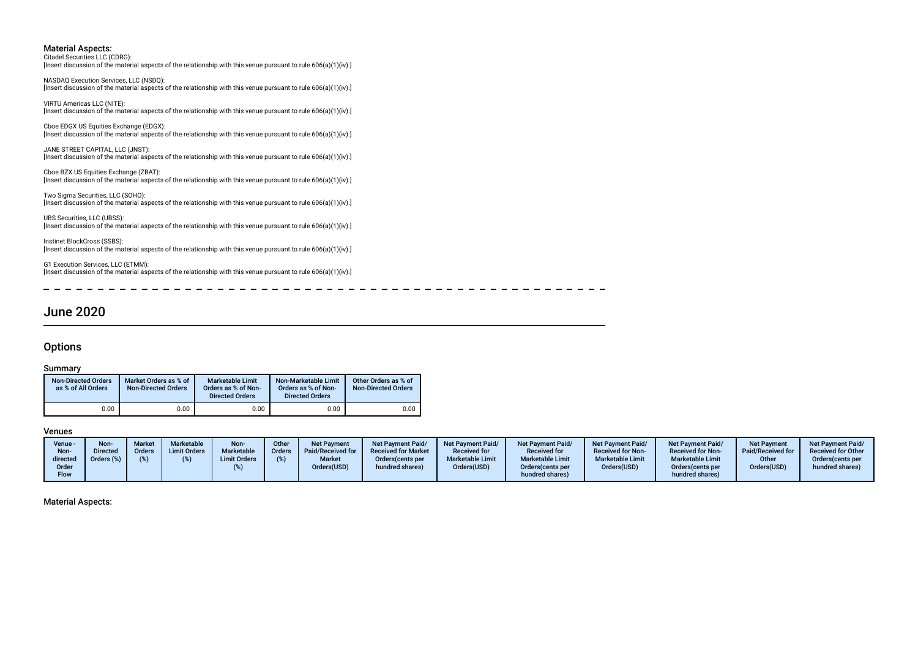**Material Aspects:**

Citadel Securities LLC (CDRG):
[Insert discussion of the material aspects of the relationship with this venue pursuant to rule 606(a)(1)(iv).]

NASDAQ Execution Services, LLC (NSDQ):
[Insert discussion of the material aspects of the relationship with this venue pursuant to rule 606(a)(1)(iv).]

VIRTU Americas LLC (NITE):
[Insert discussion of the material aspects of the relationship with this venue pursuant to rule 606(a)(1)(iv).]

Cboe EDGX US Equities Exchange (EDGX):
[Insert discussion of the material aspects of the relationship with this venue pursuant to rule 606(a)(1)(iv).]

JANE STREET CAPITAL, LLC (JNST):
[Insert discussion of the material aspects of the relationship with this venue pursuant to rule 606(a)(1)(iv).]

Cboe BZX US Equities Exchange (ZBAT):
[Insert discussion of the material aspects of the relationship with this venue pursuant to rule 606(a)(1)(iv).]

Two Sigma Securities, LLC (SOHO):
[Insert discussion of the material aspects of the relationship with this venue pursuant to rule 606(a)(1)(iv).]

UBS Securities, LLC (UBSS):
[Insert discussion of the material aspects of the relationship with this venue pursuant to rule 606(a)(1)(iv).]

Instinet BlockCross (SSBS):
[Insert discussion of the material aspects of the relationship with this venue pursuant to rule 606(a)(1)(iv).]

G1 Execution Services, LLC (ETMM):
[Insert discussion of the material aspects of the relationship with this venue pursuant to rule 606(a)(1)(iv).]

# June 2020

## Options

### Summary

| Non-Directed Orders as % of All Orders | Market Orders as % of Non-Directed Orders | Marketable Limit Orders as % of Non-Directed Orders | Non-Marketable Limit Orders as % of Non-Directed Orders | Other Orders as % of Non-Directed Orders |
|---|---|---|---|---|
| 0.00 | 0.00 | 0.00 | 0.00 | 0.00 |

### Venues

| Venue - Non-directed Order Flow | Non-Directed Orders (%) | Market Orders (%) | Marketable Limit Orders (%) | Non-Marketable Limit Orders (%) | Other Orders (%) | Net Payment Paid/Received for Market Orders(USD) | Net Payment Paid/Received for Market Orders(cents per hundred shares) | Net Payment Paid/Received for Marketable Limit Orders(USD) | Net Payment Paid/Received for Marketable Limit Orders(cents per hundred shares) | Net Payment Paid/Received for Non-Marketable Limit Orders(USD) | Net Payment Paid/Received for Non-Marketable Limit Orders(cents per hundred shares) | Net Payment Paid/Received for Other Orders(USD) | Net Payment Paid/Received for Other Orders(cents per hundred shares) |
|---|---|---|---|---|---|---|---|---|---|---|---|---|---|

**Material Aspects:**